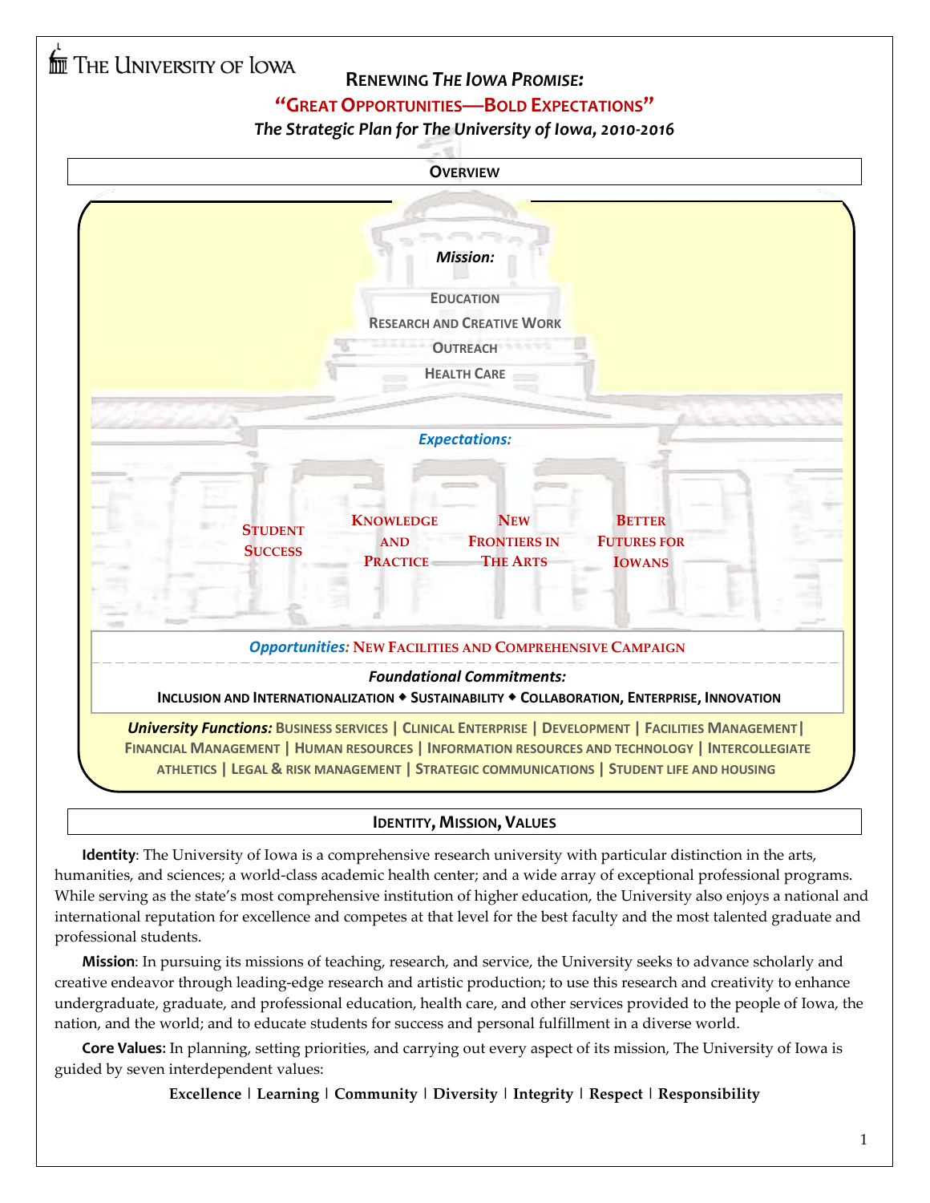THE UNIVERSITY OF IOWA

# RENEWING *THE IOWA PROMISE:*

## "GREAT OPPORTUNITIES—BOLD EXPECTATIONS"

***The Strategic Plan for The University of Iowa, 2010-2016***

## OVERVIEW

***Mission:***

EDUCATION

RESEARCH AND CREATIVE WORK

OUTREACH

HEALTH CARE

***Expectations:***

STUDENT SUCCESS

KNOWLEDGE AND PRACTICE

NEW FRONTIERS IN THE ARTS

BETTER FUTURES FOR IOWANS

***Opportunities:*** NEW FACILITIES AND COMPREHENSIVE CAMPAIGN

***Foundational Commitments:***

**INCLUSION AND INTERNATIONALIZATION ◆ SUSTAINABILITY ◆ COLLABORATION, ENTERPRISE, INNOVATION**

***University Functions:*** BUSINESS SERVICES | CLINICAL ENTERPRISE | DEVELOPMENT | FACILITIES MANAGEMENT | FINANCIAL MANAGEMENT | HUMAN RESOURCES | INFORMATION RESOURCES AND TECHNOLOGY | INTERCOLLEGIATE ATHLETICS | LEGAL & RISK MANAGEMENT | STRATEGIC COMMUNICATIONS | STUDENT LIFE AND HOUSING

## IDENTITY, MISSION, VALUES

**Identity**: The University of Iowa is a comprehensive research university with particular distinction in the arts, humanities, and sciences; a world-class academic health center; and a wide array of exceptional professional programs. While serving as the state's most comprehensive institution of higher education, the University also enjoys a national and international reputation for excellence and competes at that level for the best faculty and the most talented graduate and professional students.

**Mission**: In pursuing its missions of teaching, research, and service, the University seeks to advance scholarly and creative endeavor through leading-edge research and artistic production; to use this research and creativity to enhance undergraduate, graduate, and professional education, health care, and other services provided to the people of Iowa, the nation, and the world; and to educate students for success and personal fulfillment in a diverse world.

**Core Values**: In planning, setting priorities, and carrying out every aspect of its mission, The University of Iowa is guided by seven interdependent values:

**Excellence | Learning | Community | Diversity | Integrity | Respect | Responsibility**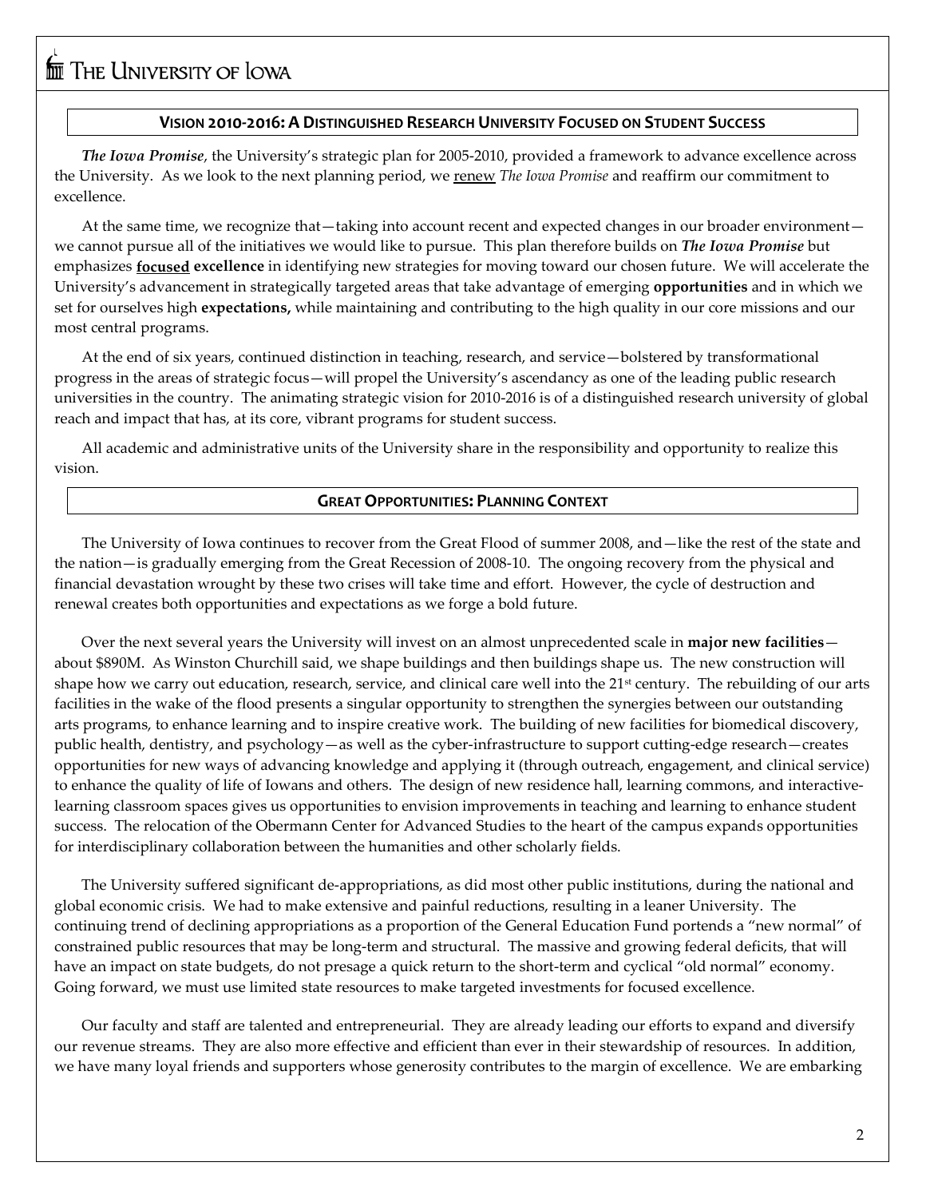## VISION 2010-2016: A DISTINGUISHED RESEARCH UNIVERSITY FOCUSED ON STUDENT SUCCESS

***The Iowa Promise***, the University's strategic plan for 2005-2010, provided a framework to advance excellence across the University. As we look to the next planning period, we renew *The Iowa Promise* and reaffirm our commitment to excellence.

At the same time, we recognize that—taking into account recent and expected changes in our broader environment—we cannot pursue all of the initiatives we would like to pursue. This plan therefore builds on ***The Iowa Promise*** but emphasizes **focused excellence** in identifying new strategies for moving toward our chosen future. We will accelerate the University's advancement in strategically targeted areas that take advantage of emerging **opportunities** and in which we set for ourselves high **expectations,** while maintaining and contributing to the high quality in our core missions and our most central programs.

At the end of six years, continued distinction in teaching, research, and service—bolstered by transformational progress in the areas of strategic focus—will propel the University's ascendancy as one of the leading public research universities in the country. The animating strategic vision for 2010-2016 is of a distinguished research university of global reach and impact that has, at its core, vibrant programs for student success.

All academic and administrative units of the University share in the responsibility and opportunity to realize this vision.

## GREAT OPPORTUNITIES: PLANNING CONTEXT

The University of Iowa continues to recover from the Great Flood of summer 2008, and—like the rest of the state and the nation—is gradually emerging from the Great Recession of 2008-10. The ongoing recovery from the physical and financial devastation wrought by these two crises will take time and effort. However, the cycle of destruction and renewal creates both opportunities and expectations as we forge a bold future.

Over the next several years the University will invest on an almost unprecedented scale in **major new facilities**—about \$890M. As Winston Churchill said, we shape buildings and then buildings shape us. The new construction will shape how we carry out education, research, service, and clinical care well into the 21st century. The rebuilding of our arts facilities in the wake of the flood presents a singular opportunity to strengthen the synergies between our outstanding arts programs, to enhance learning and to inspire creative work. The building of new facilities for biomedical discovery, public health, dentistry, and psychology—as well as the cyber-infrastructure to support cutting-edge research—creates opportunities for new ways of advancing knowledge and applying it (through outreach, engagement, and clinical service) to enhance the quality of life of Iowans and others. The design of new residence hall, learning commons, and interactive-learning classroom spaces gives us opportunities to envision improvements in teaching and learning to enhance student success. The relocation of the Obermann Center for Advanced Studies to the heart of the campus expands opportunities for interdisciplinary collaboration between the humanities and other scholarly fields.

The University suffered significant de-appropriations, as did most other public institutions, during the national and global economic crisis. We had to make extensive and painful reductions, resulting in a leaner University. The continuing trend of declining appropriations as a proportion of the General Education Fund portends a "new normal" of constrained public resources that may be long-term and structural. The massive and growing federal deficits, that will have an impact on state budgets, do not presage a quick return to the short-term and cyclical "old normal" economy. Going forward, we must use limited state resources to make targeted investments for focused excellence.

Our faculty and staff are talented and entrepreneurial. They are already leading our efforts to expand and diversify our revenue streams. They are also more effective and efficient than ever in their stewardship of resources. In addition, we have many loyal friends and supporters whose generosity contributes to the margin of excellence. We are embarking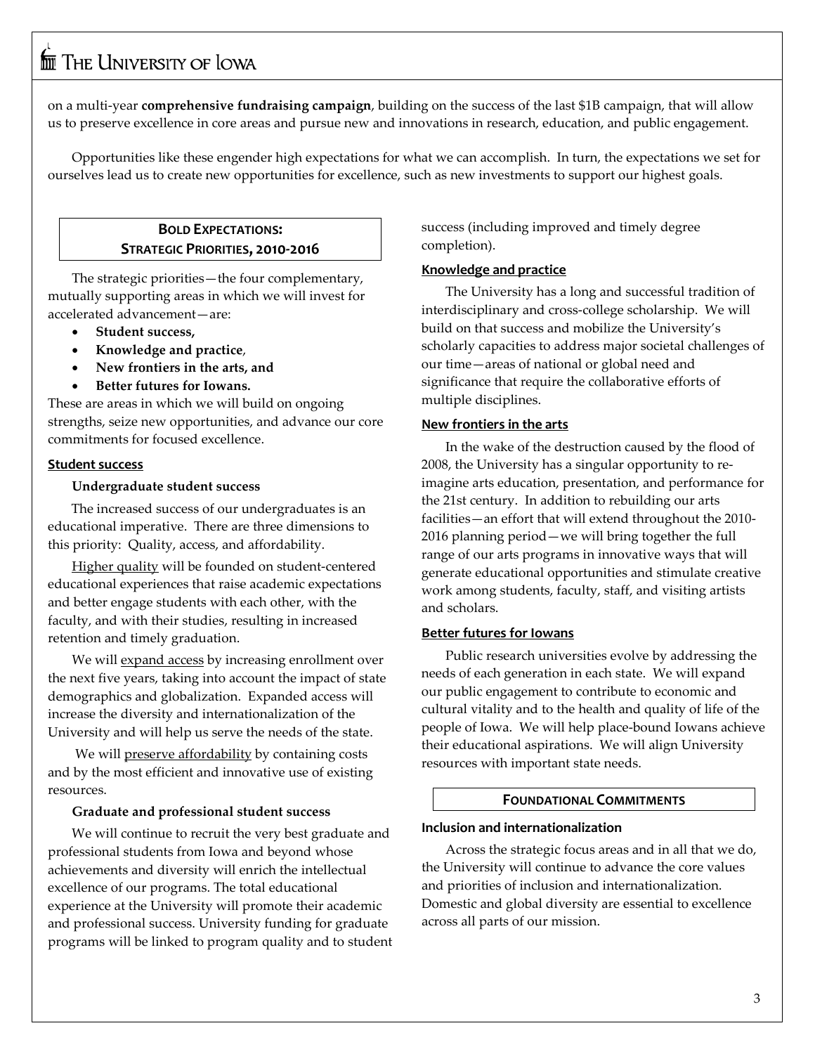on a multi-year **comprehensive fundraising campaign**, building on the success of the last $1B campaign, that will allow us to preserve excellence in core areas and pursue new and innovations in research, education, and public engagement.

Opportunities like these engender high expectations for what we can accomplish. In turn, the expectations we set for ourselves lead us to create new opportunities for excellence, such as new investments to support our highest goals.

## BOLD EXPECTATIONS: STRATEGIC PRIORITIES, 2010-2016

The strategic priorities—the four complementary, mutually supporting areas in which we will invest for accelerated advancement—are:

- **Student success,**
- **Knowledge and practice**,
- **New frontiers in the arts, and**
- **Better futures for Iowans.**

These are areas in which we will build on ongoing strengths, seize new opportunities, and advance our core commitments for focused excellence.

### Student success

**Undergraduate student success**

The increased success of our undergraduates is an educational imperative. There are three dimensions to this priority: Quality, access, and affordability.

Higher quality will be founded on student-centered educational experiences that raise academic expectations and better engage students with each other, with the faculty, and with their studies, resulting in increased retention and timely graduation.

We will expand access by increasing enrollment over the next five years, taking into account the impact of state demographics and globalization. Expanded access will increase the diversity and internationalization of the University and will help us serve the needs of the state.

We will preserve affordability by containing costs and by the most efficient and innovative use of existing resources.

**Graduate and professional student success**

We will continue to recruit the very best graduate and professional students from Iowa and beyond whose achievements and diversity will enrich the intellectual excellence of our programs. The total educational experience at the University will promote their academic and professional success. University funding for graduate programs will be linked to program quality and to student success (including improved and timely degree completion).

### Knowledge and practice

The University has a long and successful tradition of interdisciplinary and cross-college scholarship. We will build on that success and mobilize the University's scholarly capacities to address major societal challenges of our time—areas of national or global need and significance that require the collaborative efforts of multiple disciplines.

### New frontiers in the arts

In the wake of the destruction caused by the flood of 2008, the University has a singular opportunity to re-imagine arts education, presentation, and performance for the 21st century. In addition to rebuilding our arts facilities—an effort that will extend throughout the 2010-2016 planning period—we will bring together the full range of our arts programs in innovative ways that will generate educational opportunities and stimulate creative work among students, faculty, staff, and visiting artists and scholars.

### Better futures for Iowans

Public research universities evolve by addressing the needs of each generation in each state. We will expand our public engagement to contribute to economic and cultural vitality and to the health and quality of life of the people of Iowa. We will help place-bound Iowans achieve their educational aspirations. We will align University resources with important state needs.

## FOUNDATIONAL COMMITMENTS

### Inclusion and internationalization

Across the strategic focus areas and in all that we do, the University will continue to advance the core values and priorities of inclusion and internationalization. Domestic and global diversity are essential to excellence across all parts of our mission.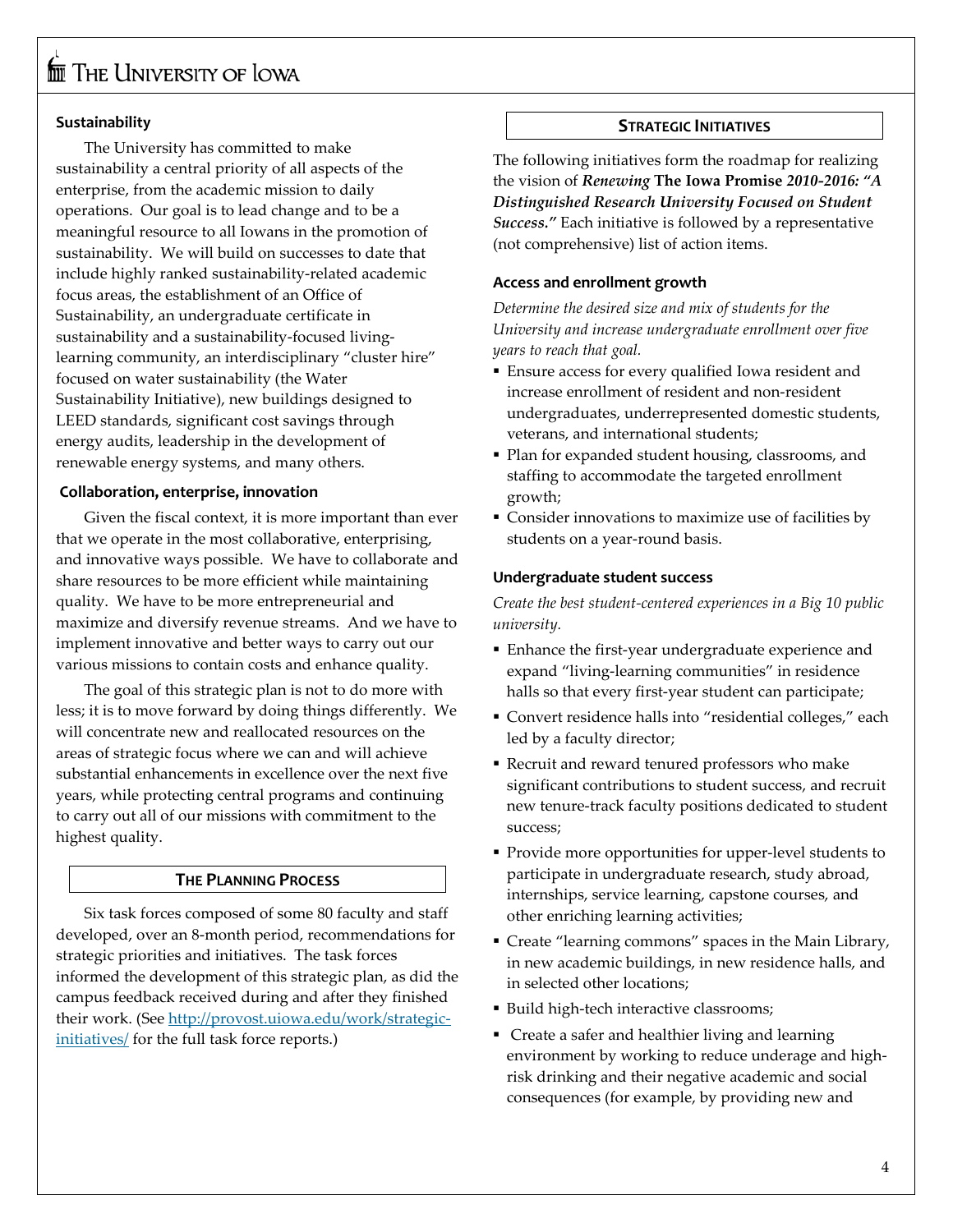### Sustainability

The University has committed to make sustainability a central priority of all aspects of the enterprise, from the academic mission to daily operations. Our goal is to lead change and to be a meaningful resource to all Iowans in the promotion of sustainability. We will build on successes to date that include highly ranked sustainability-related academic focus areas, the establishment of an Office of Sustainability, an undergraduate certificate in sustainability and a sustainability-focused living-learning community, an interdisciplinary "cluster hire" focused on water sustainability (the Water Sustainability Initiative), new buildings designed to LEED standards, significant cost savings through energy audits, leadership in the development of renewable energy systems, and many others.

### Collaboration, enterprise, innovation

Given the fiscal context, it is more important than ever that we operate in the most collaborative, enterprising, and innovative ways possible. We have to collaborate and share resources to be more efficient while maintaining quality. We have to be more entrepreneurial and maximize and diversify revenue streams. And we have to implement innovative and better ways to carry out our various missions to contain costs and enhance quality.

The goal of this strategic plan is not to do more with less; it is to move forward by doing things differently. We will concentrate new and reallocated resources on the areas of strategic focus where we can and will achieve substantial enhancements in excellence over the next five years, while protecting central programs and continuing to carry out all of our missions with commitment to the highest quality.

## The Planning Process

Six task forces composed of some 80 faculty and staff developed, over an 8-month period, recommendations for strategic priorities and initiatives. The task forces informed the development of this strategic plan, as did the campus feedback received during and after they finished their work. (See [http://provost.uiowa.edu/work/strategic-initiatives/](http://provost.uiowa.edu/work/strategic-initiatives/) for the full task force reports.)

## Strategic Initiatives

The following initiatives form the roadmap for realizing the vision of ***Renewing* The Iowa Promise *2010-2016: "A Distinguished Research University Focused on Student Success."*** Each initiative is followed by a representative (not comprehensive) list of action items.

### Access and enrollment growth

*Determine the desired size and mix of students for the University and increase undergraduate enrollment over five years to reach that goal.*

- Ensure access for every qualified Iowa resident and increase enrollment of resident and non-resident undergraduates, underrepresented domestic students, veterans, and international students;
- Plan for expanded student housing, classrooms, and staffing to accommodate the targeted enrollment growth;
- Consider innovations to maximize use of facilities by students on a year-round basis.

### Undergraduate student success

*Create the best student-centered experiences in a Big 10 public university.*

- Enhance the first-year undergraduate experience and expand "living-learning communities" in residence halls so that every first-year student can participate;
- Convert residence halls into "residential colleges," each led by a faculty director;
- Recruit and reward tenured professors who make significant contributions to student success, and recruit new tenure-track faculty positions dedicated to student success;
- Provide more opportunities for upper-level students to participate in undergraduate research, study abroad, internships, service learning, capstone courses, and other enriching learning activities;
- Create "learning commons" spaces in the Main Library, in new academic buildings, in new residence halls, and in selected other locations;
- Build high-tech interactive classrooms;
- Create a safer and healthier living and learning environment by working to reduce underage and high-risk drinking and their negative academic and social consequences (for example, by providing new and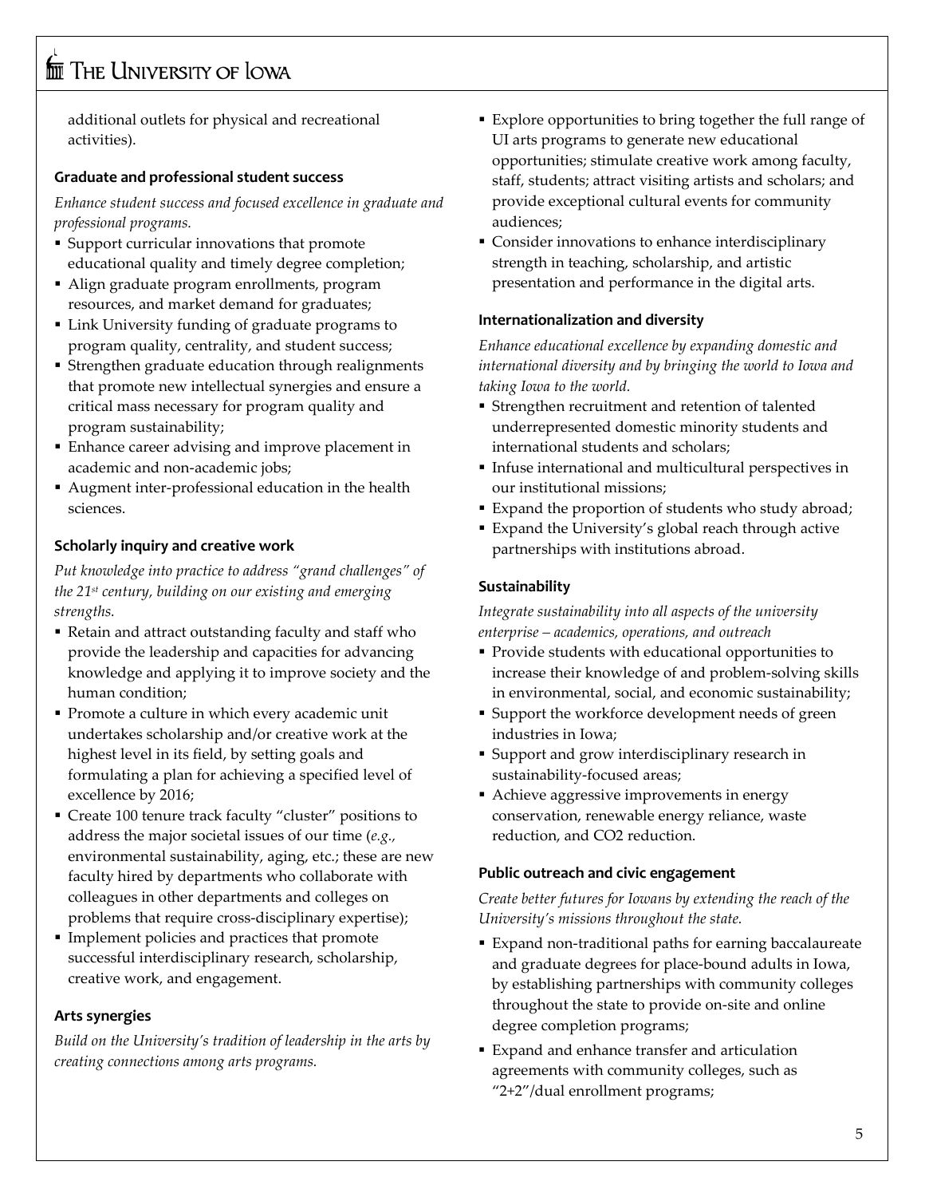additional outlets for physical and recreational activities).

### Graduate and professional student success

*Enhance student success and focused excellence in graduate and professional programs.*

- Support curricular innovations that promote educational quality and timely degree completion;
- Align graduate program enrollments, program resources, and market demand for graduates;
- Link University funding of graduate programs to program quality, centrality, and student success;
- Strengthen graduate education through realignments that promote new intellectual synergies and ensure a critical mass necessary for program quality and program sustainability;
- Enhance career advising and improve placement in academic and non-academic jobs;
- Augment inter-professional education in the health sciences.

### Scholarly inquiry and creative work

*Put knowledge into practice to address "grand challenges" of the 21st century, building on our existing and emerging strengths.*

- Retain and attract outstanding faculty and staff who provide the leadership and capacities for advancing knowledge and applying it to improve society and the human condition;
- Promote a culture in which every academic unit undertakes scholarship and/or creative work at the highest level in its field, by setting goals and formulating a plan for achieving a specified level of excellence by 2016;
- Create 100 tenure track faculty "cluster" positions to address the major societal issues of our time (*e.g.*, environmental sustainability, aging, etc.; these are new faculty hired by departments who collaborate with colleagues in other departments and colleges on problems that require cross-disciplinary expertise);
- Implement policies and practices that promote successful interdisciplinary research, scholarship, creative work, and engagement.

### Arts synergies

*Build on the University's tradition of leadership in the arts by creating connections among arts programs.*

- Explore opportunities to bring together the full range of UI arts programs to generate new educational opportunities; stimulate creative work among faculty, staff, students; attract visiting artists and scholars; and provide exceptional cultural events for community audiences;
- Consider innovations to enhance interdisciplinary strength in teaching, scholarship, and artistic presentation and performance in the digital arts.

### Internationalization and diversity

*Enhance educational excellence by expanding domestic and international diversity and by bringing the world to Iowa and taking Iowa to the world.*

- Strengthen recruitment and retention of talented underrepresented domestic minority students and international students and scholars;
- Infuse international and multicultural perspectives in our institutional missions;
- Expand the proportion of students who study abroad;
- Expand the University's global reach through active partnerships with institutions abroad.

### Sustainability

*Integrate sustainability into all aspects of the university enterprise – academics, operations, and outreach*

- Provide students with educational opportunities to increase their knowledge of and problem-solving skills in environmental, social, and economic sustainability;
- Support the workforce development needs of green industries in Iowa;
- Support and grow interdisciplinary research in sustainability-focused areas;
- Achieve aggressive improvements in energy conservation, renewable energy reliance, waste reduction, and CO2 reduction.

### Public outreach and civic engagement

*Create better futures for Iowans by extending the reach of the University's missions throughout the state.*

- Expand non-traditional paths for earning baccalaureate and graduate degrees for place-bound adults in Iowa, by establishing partnerships with community colleges throughout the state to provide on-site and online degree completion programs;
- Expand and enhance transfer and articulation agreements with community colleges, such as "2+2"/dual enrollment programs;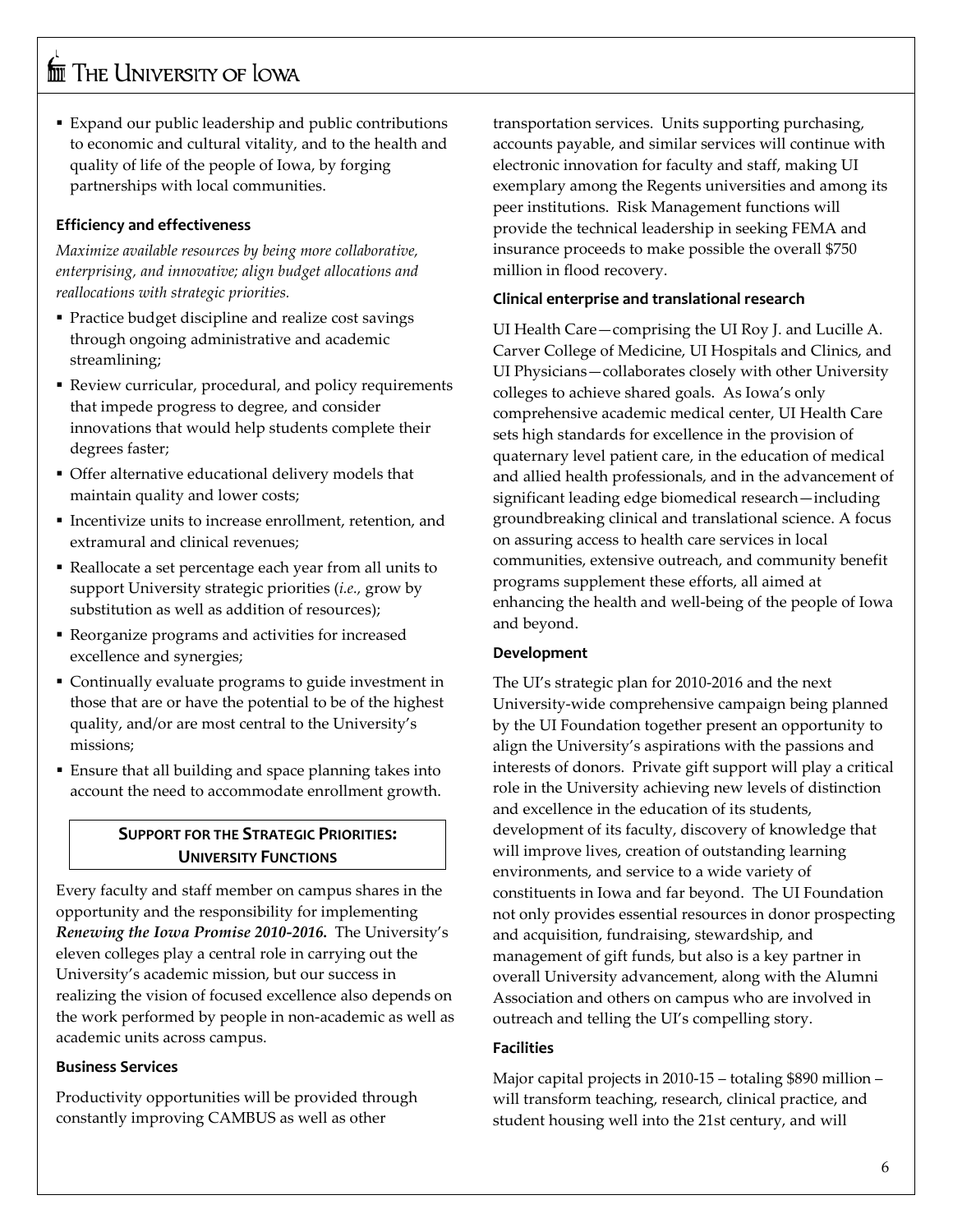- Expand our public leadership and public contributions to economic and cultural vitality, and to the health and quality of life of the people of Iowa, by forging partnerships with local communities.

#### Efficiency and effectiveness

*Maximize available resources by being more collaborative, enterprising, and innovative; align budget allocations and reallocations with strategic priorities.*

- Practice budget discipline and realize cost savings through ongoing administrative and academic streamlining;
- Review curricular, procedural, and policy requirements that impede progress to degree, and consider innovations that would help students complete their degrees faster;
- Offer alternative educational delivery models that maintain quality and lower costs;
- Incentivize units to increase enrollment, retention, and extramural and clinical revenues;
- Reallocate a set percentage each year from all units to support University strategic priorities (*i.e.,* grow by substitution as well as addition of resources);
- Reorganize programs and activities for increased excellence and synergies;
- Continually evaluate programs to guide investment in those that are or have the potential to be of the highest quality, and/or are most central to the University's missions;
- Ensure that all building and space planning takes into account the need to accommodate enrollment growth.

## SUPPORT FOR THE STRATEGIC PRIORITIES: UNIVERSITY FUNCTIONS

Every faculty and staff member on campus shares in the opportunity and the responsibility for implementing ***Renewing the Iowa Promise 2010-2016.*** The University's eleven colleges play a central role in carrying out the University's academic mission, but our success in realizing the vision of focused excellence also depends on the work performed by people in non-academic as well as academic units across campus.

#### Business Services

Productivity opportunities will be provided through constantly improving CAMBUS as well as other transportation services. Units supporting purchasing, accounts payable, and similar services will continue with electronic innovation for faculty and staff, making UI exemplary among the Regents universities and among its peer institutions. Risk Management functions will provide the technical leadership in seeking FEMA and insurance proceeds to make possible the overall $750 million in flood recovery.

#### Clinical enterprise and translational research

UI Health Care—comprising the UI Roy J. and Lucille A. Carver College of Medicine, UI Hospitals and Clinics, and UI Physicians—collaborates closely with other University colleges to achieve shared goals. As Iowa's only comprehensive academic medical center, UI Health Care sets high standards for excellence in the provision of quaternary level patient care, in the education of medical and allied health professionals, and in the advancement of significant leading edge biomedical research—including groundbreaking clinical and translational science. A focus on assuring access to health care services in local communities, extensive outreach, and community benefit programs supplement these efforts, all aimed at enhancing the health and well-being of the people of Iowa and beyond.

#### Development

The UI's strategic plan for 2010-2016 and the next University-wide comprehensive campaign being planned by the UI Foundation together present an opportunity to align the University's aspirations with the passions and interests of donors. Private gift support will play a critical role in the University achieving new levels of distinction and excellence in the education of its students, development of its faculty, discovery of knowledge that will improve lives, creation of outstanding learning environments, and service to a wide variety of constituents in Iowa and far beyond. The UI Foundation not only provides essential resources in donor prospecting and acquisition, fundraising, stewardship, and management of gift funds, but also is a key partner in overall University advancement, along with the Alumni Association and others on campus who are involved in outreach and telling the UI's compelling story.

#### Facilities

Major capital projects in 2010-15 – totaling $890 million – will transform teaching, research, clinical practice, and student housing well into the 21st century, and will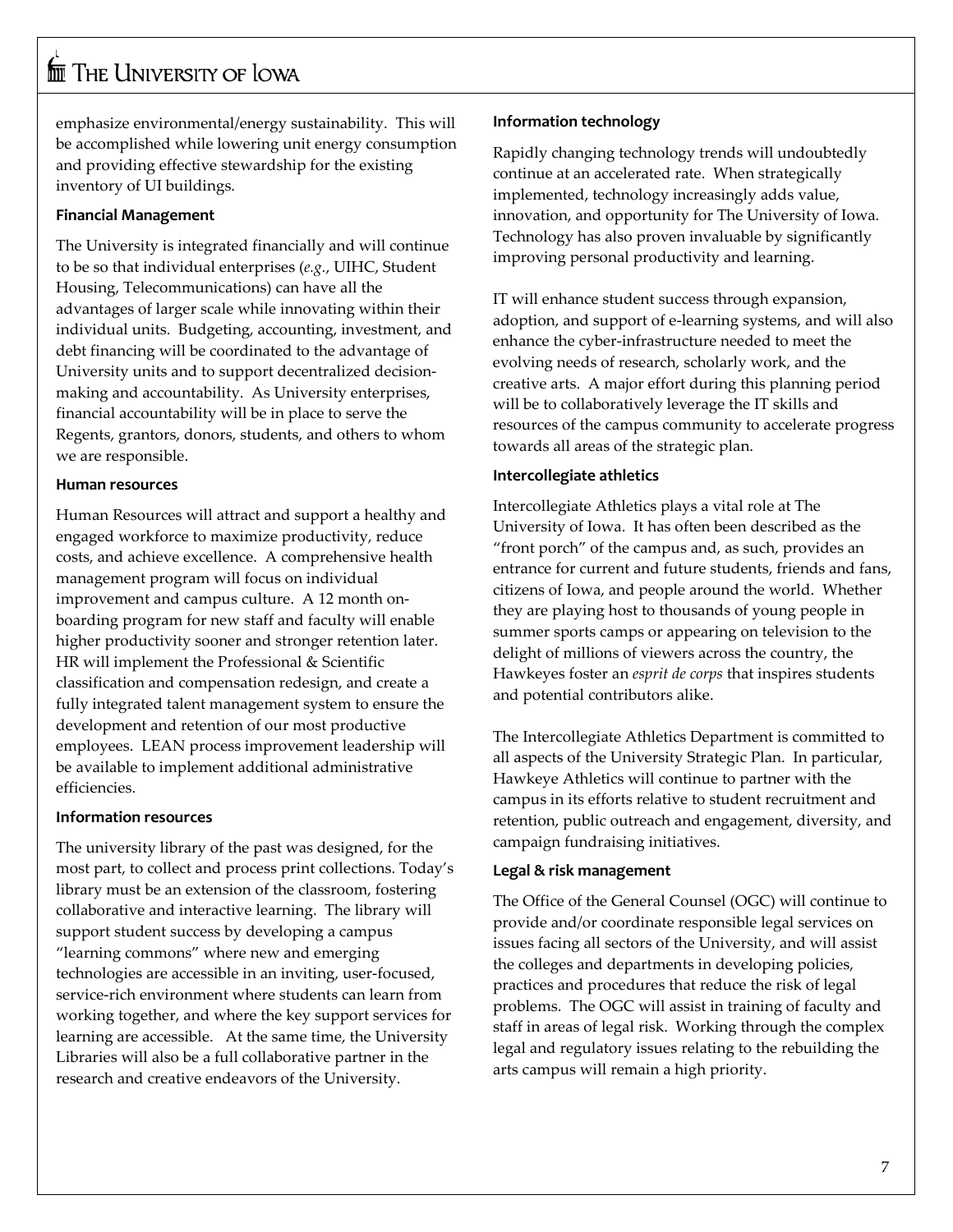emphasize environmental/energy sustainability. This will be accomplished while lowering unit energy consumption and providing effective stewardship for the existing inventory of UI buildings.

**Financial Management**

The University is integrated financially and will continue to be so that individual enterprises (*e.g.*, UIHC, Student Housing, Telecommunications) can have all the advantages of larger scale while innovating within their individual units. Budgeting, accounting, investment, and debt financing will be coordinated to the advantage of University units and to support decentralized decision-making and accountability. As University enterprises, financial accountability will be in place to serve the Regents, grantors, donors, students, and others to whom we are responsible.

**Human resources**

Human Resources will attract and support a healthy and engaged workforce to maximize productivity, reduce costs, and achieve excellence. A comprehensive health management program will focus on individual improvement and campus culture. A 12 month on-boarding program for new staff and faculty will enable higher productivity sooner and stronger retention later. HR will implement the Professional & Scientific classification and compensation redesign, and create a fully integrated talent management system to ensure the development and retention of our most productive employees. LEAN process improvement leadership will be available to implement additional administrative efficiencies.

**Information resources**

The university library of the past was designed, for the most part, to collect and process print collections. Today's library must be an extension of the classroom, fostering collaborative and interactive learning. The library will support student success by developing a campus "learning commons" where new and emerging technologies are accessible in an inviting, user-focused, service-rich environment where students can learn from working together, and where the key support services for learning are accessible. At the same time, the University Libraries will also be a full collaborative partner in the research and creative endeavors of the University.

**Information technology**

Rapidly changing technology trends will undoubtedly continue at an accelerated rate. When strategically implemented, technology increasingly adds value, innovation, and opportunity for The University of Iowa. Technology has also proven invaluable by significantly improving personal productivity and learning.

IT will enhance student success through expansion, adoption, and support of e-learning systems, and will also enhance the cyber-infrastructure needed to meet the evolving needs of research, scholarly work, and the creative arts. A major effort during this planning period will be to collaboratively leverage the IT skills and resources of the campus community to accelerate progress towards all areas of the strategic plan.

**Intercollegiate athletics**

Intercollegiate Athletics plays a vital role at The University of Iowa. It has often been described as the "front porch" of the campus and, as such, provides an entrance for current and future students, friends and fans, citizens of Iowa, and people around the world. Whether they are playing host to thousands of young people in summer sports camps or appearing on television to the delight of millions of viewers across the country, the Hawkeyes foster an *esprit de corps* that inspires students and potential contributors alike.

The Intercollegiate Athletics Department is committed to all aspects of the University Strategic Plan. In particular, Hawkeye Athletics will continue to partner with the campus in its efforts relative to student recruitment and retention, public outreach and engagement, diversity, and campaign fundraising initiatives.

**Legal & risk management**

The Office of the General Counsel (OGC) will continue to provide and/or coordinate responsible legal services on issues facing all sectors of the University, and will assist the colleges and departments in developing policies, practices and procedures that reduce the risk of legal problems. The OGC will assist in training of faculty and staff in areas of legal risk. Working through the complex legal and regulatory issues relating to the rebuilding the arts campus will remain a high priority.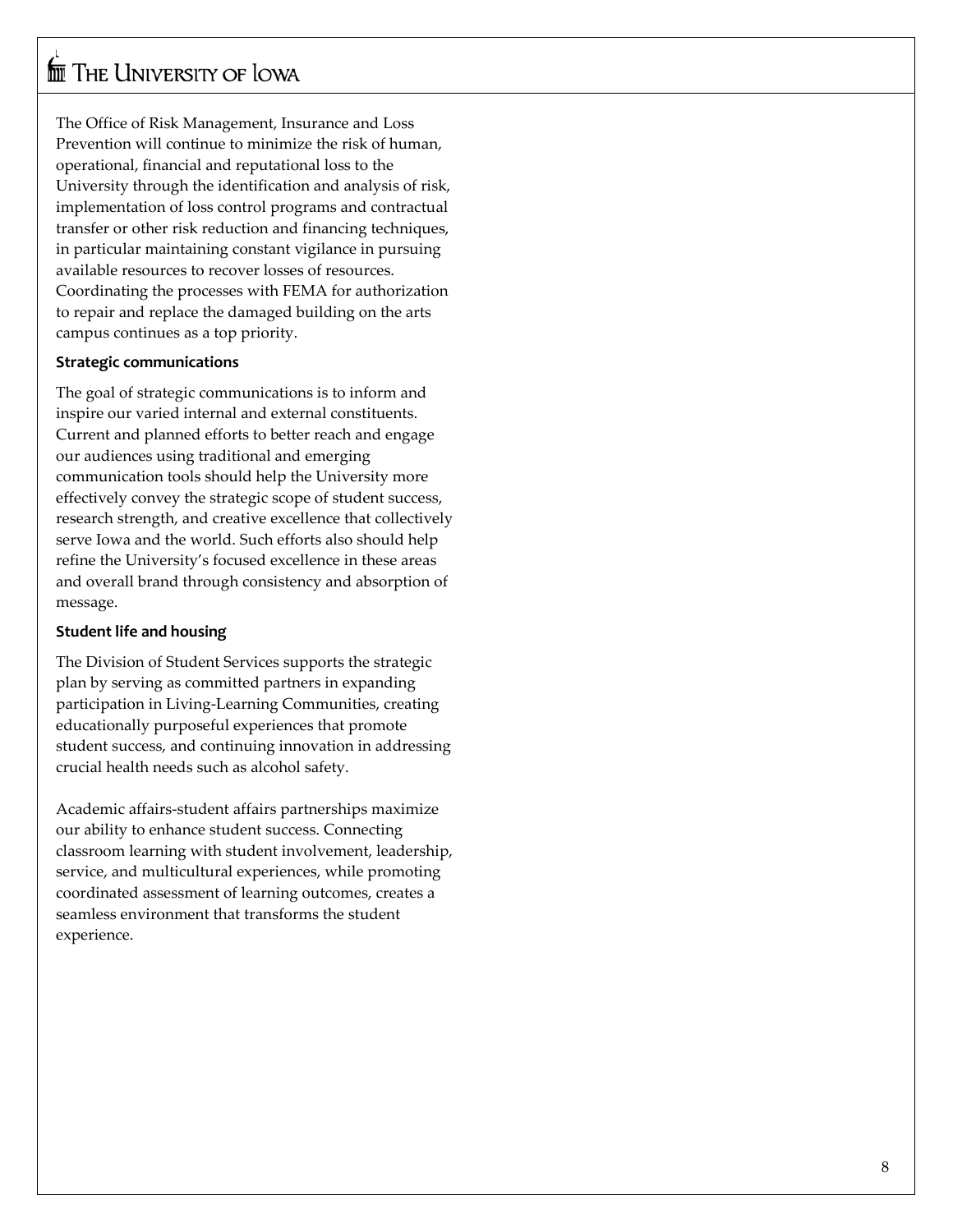The Office of Risk Management, Insurance and Loss Prevention will continue to minimize the risk of human, operational, financial and reputational loss to the University through the identification and analysis of risk, implementation of loss control programs and contractual transfer or other risk reduction and financing techniques, in particular maintaining constant vigilance in pursuing available resources to recover losses of resources. Coordinating the processes with FEMA for authorization to repair and replace the damaged building on the arts campus continues as a top priority.

**Strategic communications**

The goal of strategic communications is to inform and inspire our varied internal and external constituents. Current and planned efforts to better reach and engage our audiences using traditional and emerging communication tools should help the University more effectively convey the strategic scope of student success, research strength, and creative excellence that collectively serve Iowa and the world. Such efforts also should help refine the University's focused excellence in these areas and overall brand through consistency and absorption of message.

**Student life and housing**

The Division of Student Services supports the strategic plan by serving as committed partners in expanding participation in Living-Learning Communities, creating educationally purposeful experiences that promote student success, and continuing innovation in addressing crucial health needs such as alcohol safety.

Academic affairs-student affairs partnerships maximize our ability to enhance student success. Connecting classroom learning with student involvement, leadership, service, and multicultural experiences, while promoting coordinated assessment of learning outcomes, creates a seamless environment that transforms the student experience.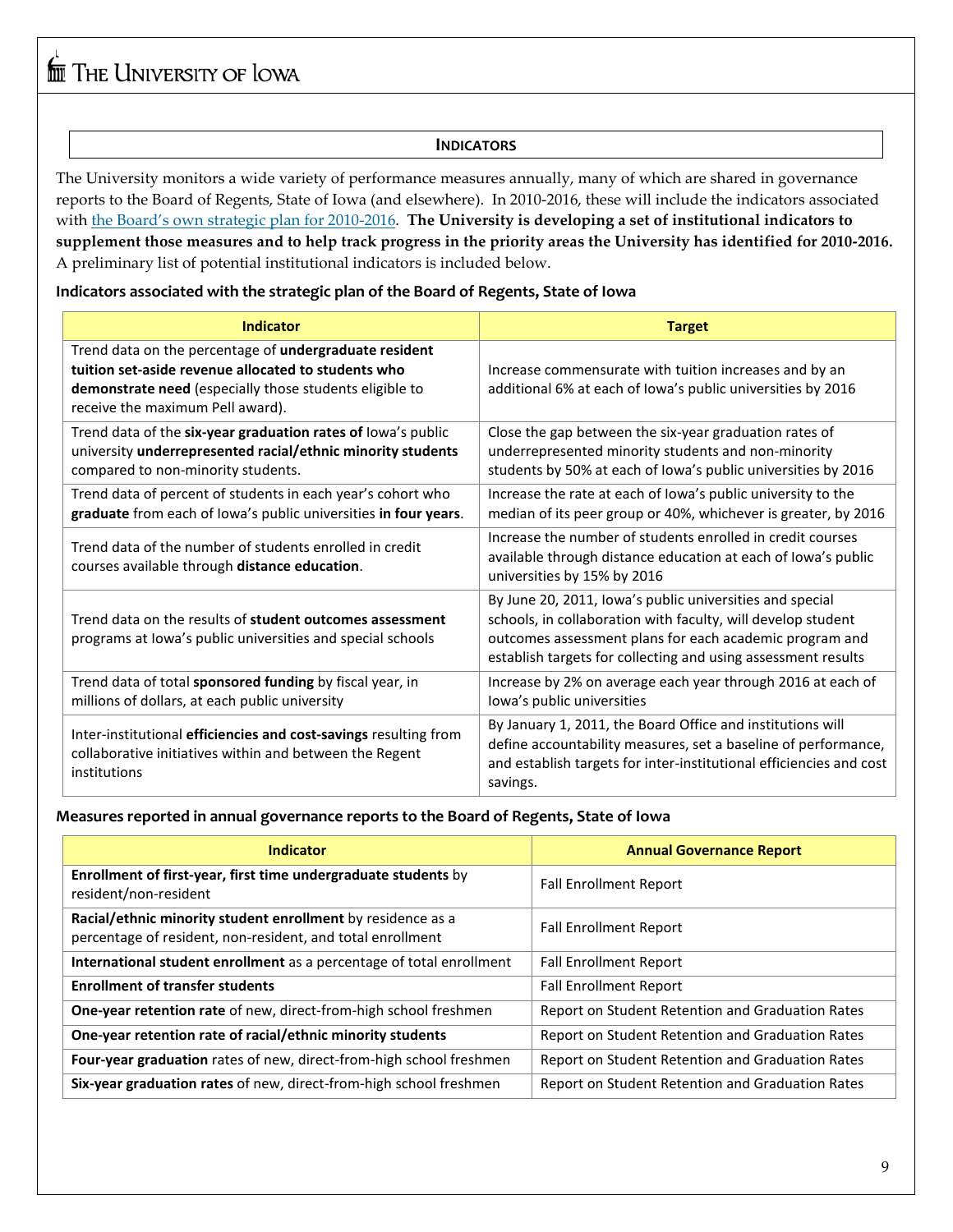## INDICATORS

The University monitors a wide variety of performance measures annually, many of which are shared in governance reports to the Board of Regents, State of Iowa (and elsewhere). In 2010-2016, these will include the indicators associated with the Board's own strategic plan for 2010-2016. **The University is developing a set of institutional indicators to supplement those measures and to help track progress in the priority areas the University has identified for 2010-2016.** A preliminary list of potential institutional indicators is included below.

### Indicators associated with the strategic plan of the Board of Regents, State of Iowa

| Indicator | Target |
|---|---|
| Trend data on the percentage of **undergraduate resident tuition set-aside revenue allocated to students who demonstrate need** (especially those students eligible to receive the maximum Pell award). | Increase commensurate with tuition increases and by an additional 6% at each of Iowa's public universities by 2016 |
| Trend data of the **six-year graduation rates of** Iowa's public university **underrepresented racial/ethnic minority students** compared to non-minority students. | Close the gap between the six-year graduation rates of underrepresented minority students and non-minority students by 50% at each of Iowa's public universities by 2016 |
| Trend data of percent of students in each year's cohort who **graduate** from each of Iowa's public universities **in four years**. | Increase the rate at each of Iowa's public university to the median of its peer group or 40%, whichever is greater, by 2016 |
| Trend data of the number of students enrolled in credit courses available through **distance education**. | Increase the number of students enrolled in credit courses available through distance education at each of Iowa's public universities by 15% by 2016 |
| Trend data on the results of **student outcomes assessment** programs at Iowa's public universities and special schools | By June 20, 2011, Iowa's public universities and special schools, in collaboration with faculty, will develop student outcomes assessment plans for each academic program and establish targets for collecting and using assessment results |
| Trend data of total **sponsored funding** by fiscal year, in millions of dollars, at each public university | Increase by 2% on average each year through 2016 at each of Iowa's public universities |
| Inter-institutional **efficiencies and cost-savings** resulting from collaborative initiatives within and between the Regent institutions | By January 1, 2011, the Board Office and institutions will define accountability measures, set a baseline of performance, and establish targets for inter-institutional efficiencies and cost savings. |

### Measures reported in annual governance reports to the Board of Regents, State of Iowa

| Indicator | Annual Governance Report |
|---|---|
| **Enrollment of first-year, first time undergraduate students** by resident/non-resident | Fall Enrollment Report |
| **Racial/ethnic minority student enrollment** by residence as a percentage of resident, non-resident, and total enrollment | Fall Enrollment Report |
| **International student enrollment** as a percentage of total enrollment | Fall Enrollment Report |
| **Enrollment of transfer students** | Fall Enrollment Report |
| **One-year retention rate** of new, direct-from-high school freshmen | Report on Student Retention and Graduation Rates |
| **One-year retention rate of racial/ethnic minority students** | Report on Student Retention and Graduation Rates |
| **Four-year graduation** rates of new, direct-from-high school freshmen | Report on Student Retention and Graduation Rates |
| **Six-year graduation rates** of new, direct-from-high school freshmen | Report on Student Retention and Graduation Rates |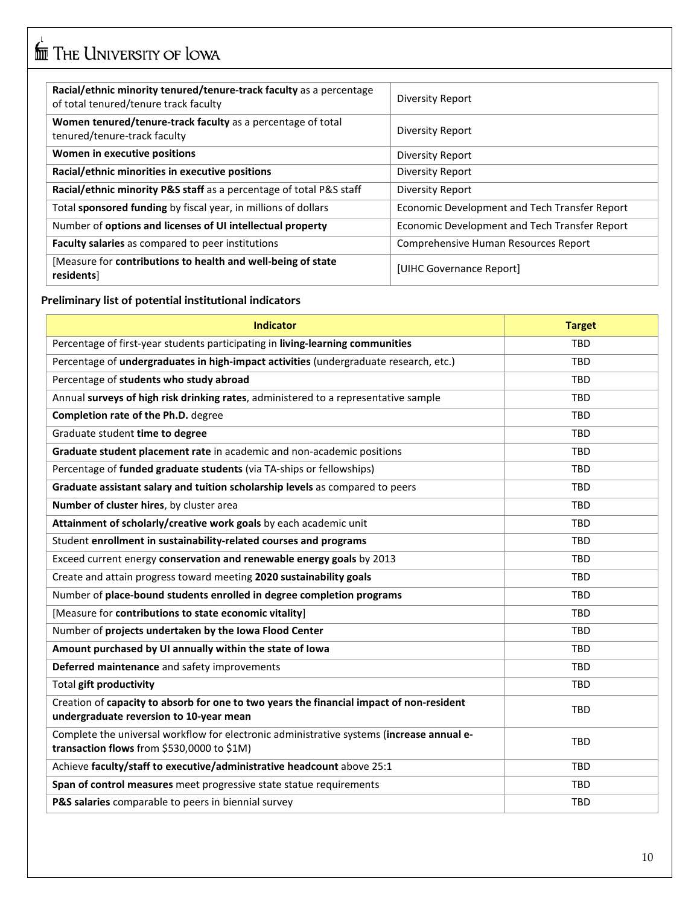| | |
|---|---|
| **Racial/ethnic minority tenured/tenure-track faculty** as a percentage of total tenured/tenure track faculty | Diversity Report |
| **Women tenured/tenure-track faculty** as a percentage of total tenured/tenure-track faculty | Diversity Report |
| **Women in executive positions** | Diversity Report |
| **Racial/ethnic minorities in executive positions** | Diversity Report |
| **Racial/ethnic minority P&S staff** as a percentage of total P&S staff | Diversity Report |
| Total **sponsored funding** by fiscal year, in millions of dollars | Economic Development and Tech Transfer Report |
| Number of **options and licenses of UI intellectual property** | Economic Development and Tech Transfer Report |
| **Faculty salaries** as compared to peer institutions | Comprehensive Human Resources Report |
| [Measure for **contributions to health and well-being of state residents**] | [UIHC Governance Report] |

### Preliminary list of potential institutional indicators

| Indicator | Target |
|---|---|
| Percentage of first-year students participating in **living-learning communities** | TBD |
| Percentage of **undergraduates in high-impact activities** (undergraduate research, etc.) | TBD |
| Percentage of **students who study abroad** | TBD |
| Annual **surveys of high risk drinking rates**, administered to a representative sample | TBD |
| **Completion rate of the Ph.D.** degree | TBD |
| Graduate student **time to degree** | TBD |
| **Graduate student placement rate** in academic and non-academic positions | TBD |
| Percentage of **funded graduate students** (via TA-ships or fellowships) | TBD |
| **Graduate assistant salary and tuition scholarship levels** as compared to peers | TBD |
| **Number of cluster hires**, by cluster area | TBD |
| **Attainment of scholarly/creative work goals** by each academic unit | TBD |
| Student **enrollment in sustainability-related courses and programs** | TBD |
| Exceed current energy **conservation and renewable energy goals** by 2013 | TBD |
| Create and attain progress toward meeting **2020 sustainability goals** | TBD |
| Number of **place-bound students enrolled in degree completion programs** | TBD |
| [Measure for **contributions to state economic vitality**] | TBD |
| Number of **projects undertaken by the Iowa Flood Center** | TBD |
| **Amount purchased by UI annually within the state of Iowa** | TBD |
| **Deferred maintenance** and safety improvements | TBD |
| Total **gift productivity** | TBD |
| Creation of **capacity to absorb for one to two years the financial impact of non-resident undergraduate reversion to 10-year mean** | TBD |
| Complete the universal workflow for electronic administrative systems (**increase annual e-transaction flows** from $530,0000 to $1M) | TBD |
| Achieve **faculty/staff to executive/administrative headcount** above 25:1 | TBD |
| **Span of control measures** meet progressive state statue requirements | TBD |
| **P&S salaries** comparable to peers in biennial survey | TBD |